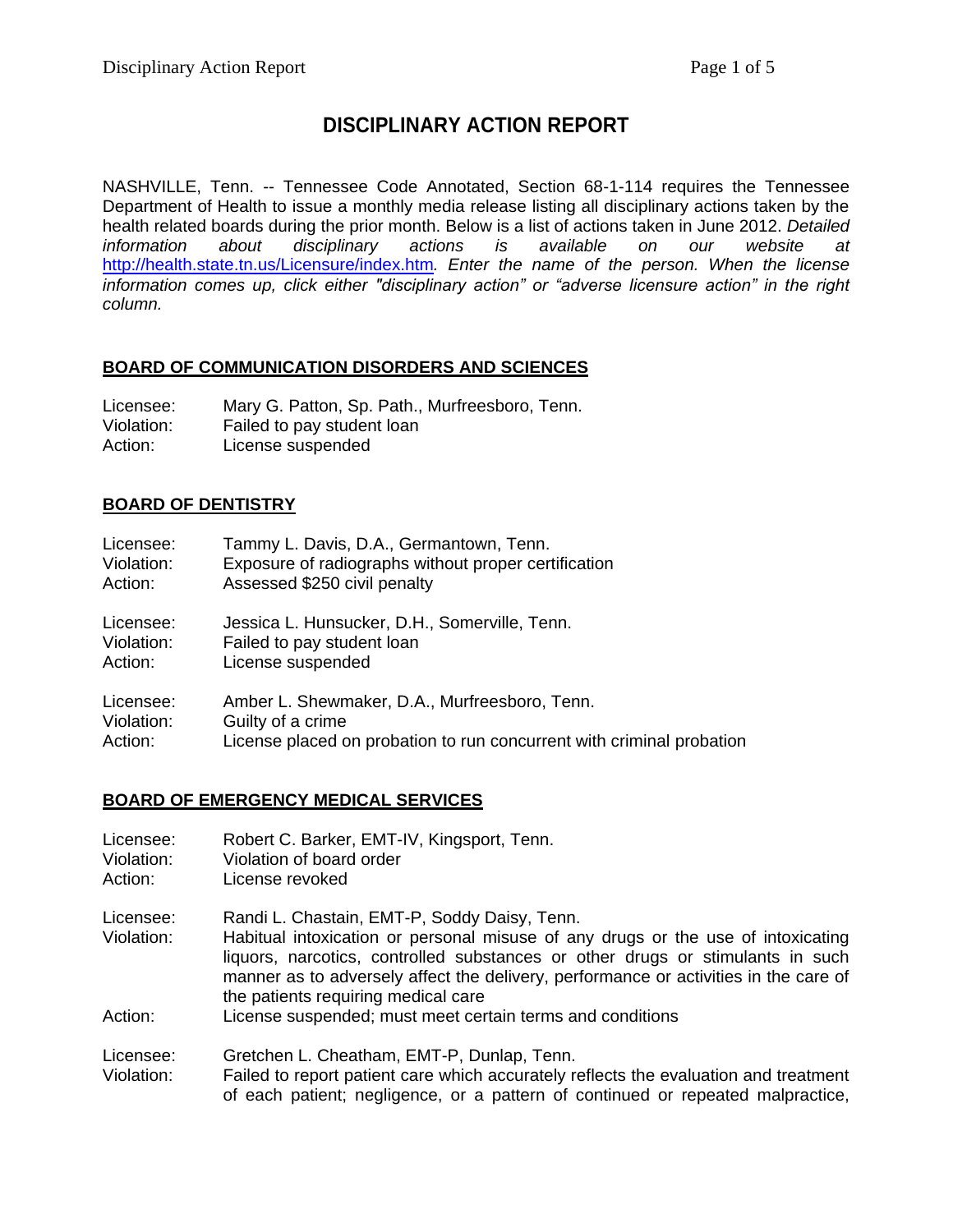# DISCIPLINARY ACTION REPORT

NASHVILLE, Tenn. -- Tennessee Code Annotated, Section 68-1-114 requires the Tennessee Department of Health to issue a monthly media release listing all disciplinary actions taken by the health related boards during the prior month. Below is a list of actions taken in June 2012. *Detailed information about disciplinary actions is available on our website at* http://health.state.tn.us/Licensure/index.htm*. Enter the name of the person. When the license information comes up, click either "disciplinary action" or "adverse licensure action" in the right column.*

## BOARD OF COMMUNICATION DISORDERS AND SCIENCES

Licensee: Mary G. Patton, Sp. Path., Murfreesboro, Tenn.
Violation: Failed to pay student loan
Action: License suspended

## BOARD OF DENTISTRY

Licensee: Tammy L. Davis, D.A., Germantown, Tenn.
Violation: Exposure of radiographs without proper certification
Action: Assessed $250 civil penalty

Licensee: Jessica L. Hunsucker, D.H., Somerville, Tenn.
Violation: Failed to pay student loan
Action: License suspended

Licensee: Amber L. Shewmaker, D.A., Murfreesboro, Tenn.
Violation: Guilty of a crime
Action: License placed on probation to run concurrent with criminal probation

## BOARD OF EMERGENCY MEDICAL SERVICES

Licensee: Robert C. Barker, EMT-IV, Kingsport, Tenn.
Violation: Violation of board order
Action: License revoked

Licensee: Randi L. Chastain, EMT-P, Soddy Daisy, Tenn.
Violation: Habitual intoxication or personal misuse of any drugs or the use of intoxicating liquors, narcotics, controlled substances or other drugs or stimulants in such manner as to adversely affect the delivery, performance or activities in the care of the patients requiring medical care
Action: License suspended; must meet certain terms and conditions

Licensee: Gretchen L. Cheatham, EMT-P, Dunlap, Tenn.
Violation: Failed to report patient care which accurately reflects the evaluation and treatment of each patient; negligence, or a pattern of continued or repeated malpractice,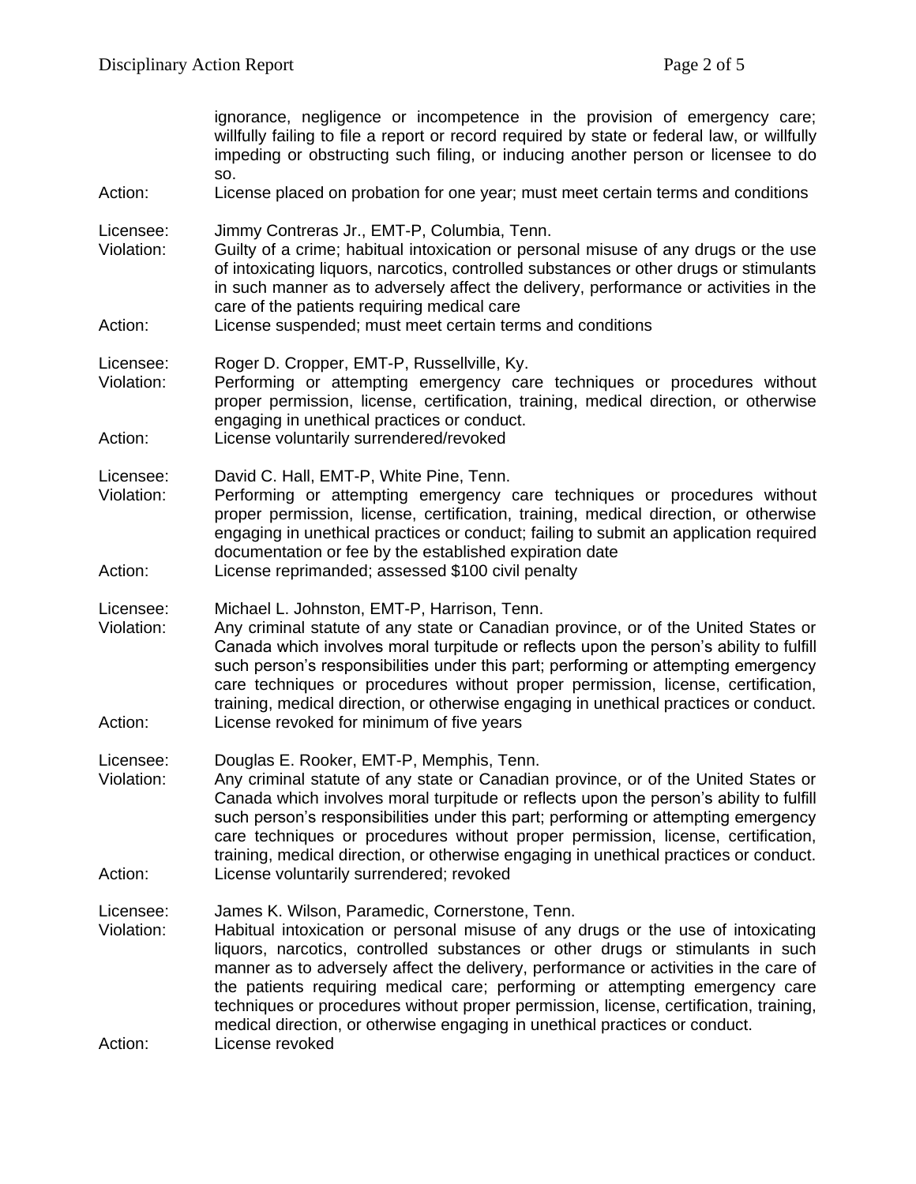ignorance, negligence or incompetence in the provision of emergency care; willfully failing to file a report or record required by state or federal law, or willfully impeding or obstructing such filing, or inducing another person or licensee to do so.

Action: License placed on probation for one year; must meet certain terms and conditions

Licensee: Jimmy Contreras Jr., EMT-P, Columbia, Tenn.

Violation: Guilty of a crime; habitual intoxication or personal misuse of any drugs or the use of intoxicating liquors, narcotics, controlled substances or other drugs or stimulants in such manner as to adversely affect the delivery, performance or activities in the care of the patients requiring medical care

Action: License suspended; must meet certain terms and conditions

Licensee: Roger D. Cropper, EMT-P, Russellville, Ky.

Violation: Performing or attempting emergency care techniques or procedures without proper permission, license, certification, training, medical direction, or otherwise engaging in unethical practices or conduct.

Action: License voluntarily surrendered/revoked

Licensee: David C. Hall, EMT-P, White Pine, Tenn.

Violation: Performing or attempting emergency care techniques or procedures without proper permission, license, certification, training, medical direction, or otherwise engaging in unethical practices or conduct; failing to submit an application required documentation or fee by the established expiration date

Action: License reprimanded; assessed $100 civil penalty

Licensee: Michael L. Johnston, EMT-P, Harrison, Tenn.

Violation: Any criminal statute of any state or Canadian province, or of the United States or Canada which involves moral turpitude or reflects upon the person's ability to fulfill such person's responsibilities under this part; performing or attempting emergency care techniques or procedures without proper permission, license, certification, training, medical direction, or otherwise engaging in unethical practices or conduct.

Action: License revoked for minimum of five years

Licensee: Douglas E. Rooker, EMT-P, Memphis, Tenn.

Violation: Any criminal statute of any state or Canadian province, or of the United States or Canada which involves moral turpitude or reflects upon the person's ability to fulfill such person's responsibilities under this part; performing or attempting emergency care techniques or procedures without proper permission, license, certification, training, medical direction, or otherwise engaging in unethical practices or conduct.

Action: License voluntarily surrendered; revoked

Licensee: James K. Wilson, Paramedic, Cornerstone, Tenn.

Violation: Habitual intoxication or personal misuse of any drugs or the use of intoxicating liquors, narcotics, controlled substances or other drugs or stimulants in such manner as to adversely affect the delivery, performance or activities in the care of the patients requiring medical care; performing or attempting emergency care techniques or procedures without proper permission, license, certification, training, medical direction, or otherwise engaging in unethical practices or conduct.

Action: License revoked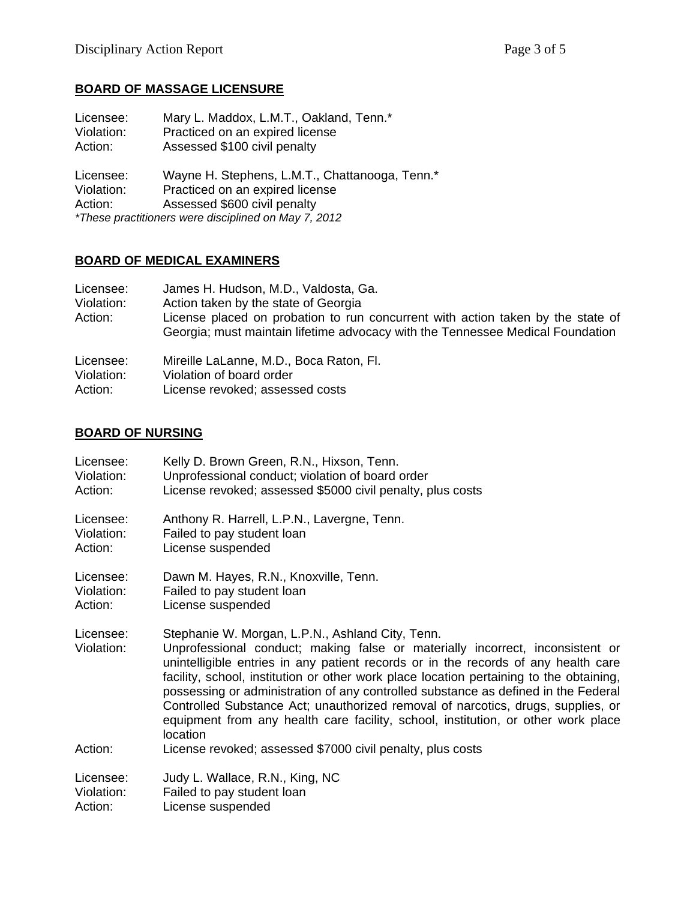## BOARD OF MASSAGE LICENSURE

Licensee: Mary L. Maddox, L.M.T., Oakland, Tenn.*
Violation: Practiced on an expired license
Action: Assessed $100 civil penalty

Licensee: Wayne H. Stephens, L.M.T., Chattanooga, Tenn.*
Violation: Practiced on an expired license
Action: Assessed $600 civil penalty

*\*These practitioners were disciplined on May 7, 2012*

## BOARD OF MEDICAL EXAMINERS

Licensee: James H. Hudson, M.D., Valdosta, Ga.
Violation: Action taken by the state of Georgia
Action: License placed on probation to run concurrent with action taken by the state of Georgia; must maintain lifetime advocacy with the Tennessee Medical Foundation

Licensee: Mireille LaLanne, M.D., Boca Raton, Fl.
Violation: Violation of board order
Action: License revoked; assessed costs

## BOARD OF NURSING

Licensee: Kelly D. Brown Green, R.N., Hixson, Tenn.
Violation: Unprofessional conduct; violation of board order
Action: License revoked; assessed $5000 civil penalty, plus costs

Licensee: Anthony R. Harrell, L.P.N., Lavergne, Tenn.
Violation: Failed to pay student loan
Action: License suspended

Licensee: Dawn M. Hayes, R.N., Knoxville, Tenn.
Violation: Failed to pay student loan
Action: License suspended

Licensee: Stephanie W. Morgan, L.P.N., Ashland City, Tenn.
Violation: Unprofessional conduct; making false or materially incorrect, inconsistent or unintelligible entries in any patient records or in the records of any health care facility, school, institution or other work place location pertaining to the obtaining, possessing or administration of any controlled substance as defined in the Federal Controlled Substance Act; unauthorized removal of narcotics, drugs, supplies, or equipment from any health care facility, school, institution, or other work place location
Action: License revoked; assessed $7000 civil penalty, plus costs

Licensee: Judy L. Wallace, R.N., King, NC
Violation: Failed to pay student loan
Action: License suspended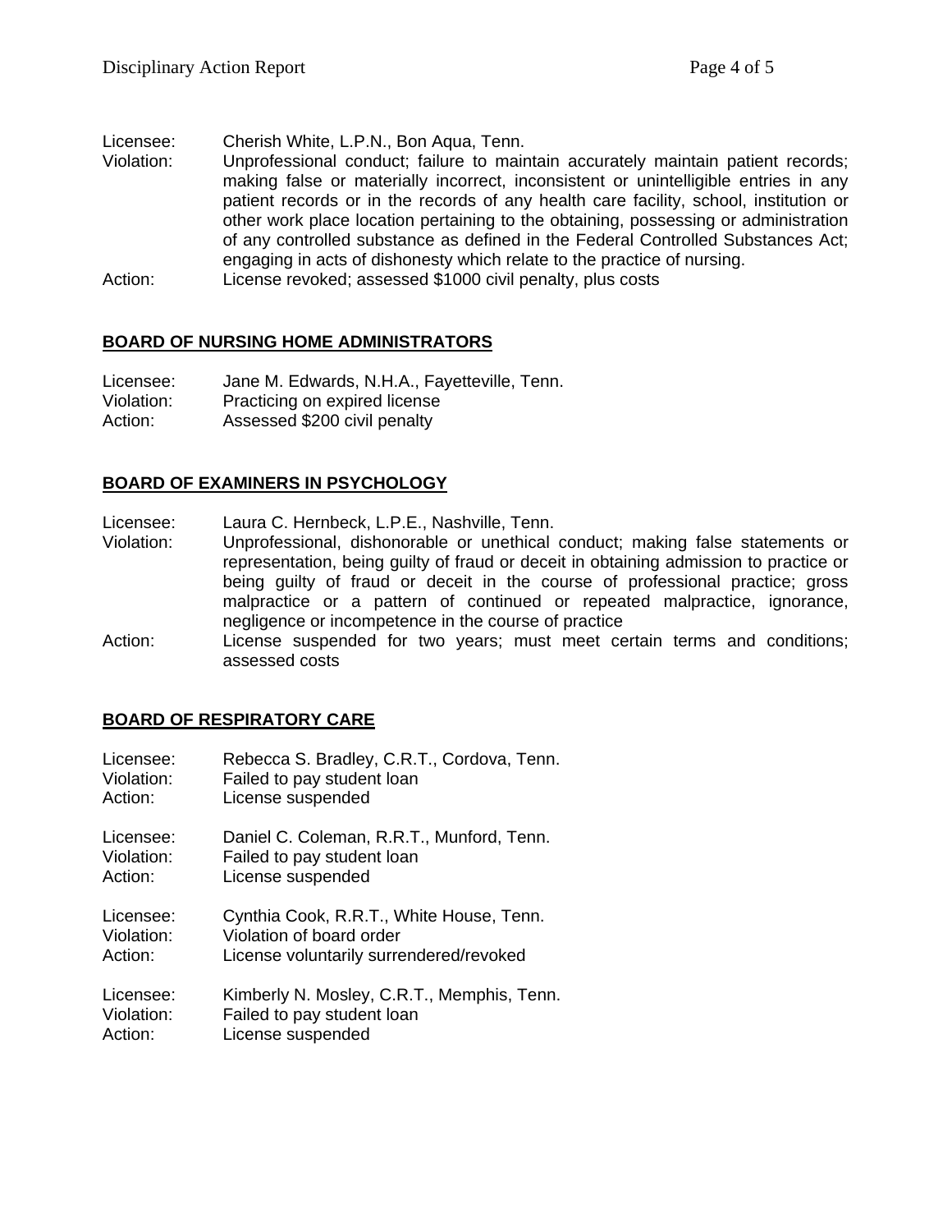Licensee: Cherish White, L.P.N., Bon Aqua, Tenn.
Violation: Unprofessional conduct; failure to maintain accurately maintain patient records; making false or materially incorrect, inconsistent or unintelligible entries in any patient records or in the records of any health care facility, school, institution or other work place location pertaining to the obtaining, possessing or administration of any controlled substance as defined in the Federal Controlled Substances Act; engaging in acts of dishonesty which relate to the practice of nursing.
Action: License revoked; assessed $1000 civil penalty, plus costs

## BOARD OF NURSING HOME ADMINISTRATORS

Licensee: Jane M. Edwards, N.H.A., Fayetteville, Tenn.
Violation: Practicing on expired license
Action: Assessed $200 civil penalty

## BOARD OF EXAMINERS IN PSYCHOLOGY

Licensee: Laura C. Hernbeck, L.P.E., Nashville, Tenn.
Violation: Unprofessional, dishonorable or unethical conduct; making false statements or representation, being guilty of fraud or deceit in obtaining admission to practice or being guilty of fraud or deceit in the course of professional practice; gross malpractice or a pattern of continued or repeated malpractice, ignorance, negligence or incompetence in the course of practice
Action: License suspended for two years; must meet certain terms and conditions; assessed costs

## BOARD OF RESPIRATORY CARE

Licensee: Rebecca S. Bradley, C.R.T., Cordova, Tenn.
Violation: Failed to pay student loan
Action: License suspended

Licensee: Daniel C. Coleman, R.R.T., Munford, Tenn.
Violation: Failed to pay student loan
Action: License suspended

Licensee: Cynthia Cook, R.R.T., White House, Tenn.
Violation: Violation of board order
Action: License voluntarily surrendered/revoked

Licensee: Kimberly N. Mosley, C.R.T., Memphis, Tenn.
Violation: Failed to pay student loan
Action: License suspended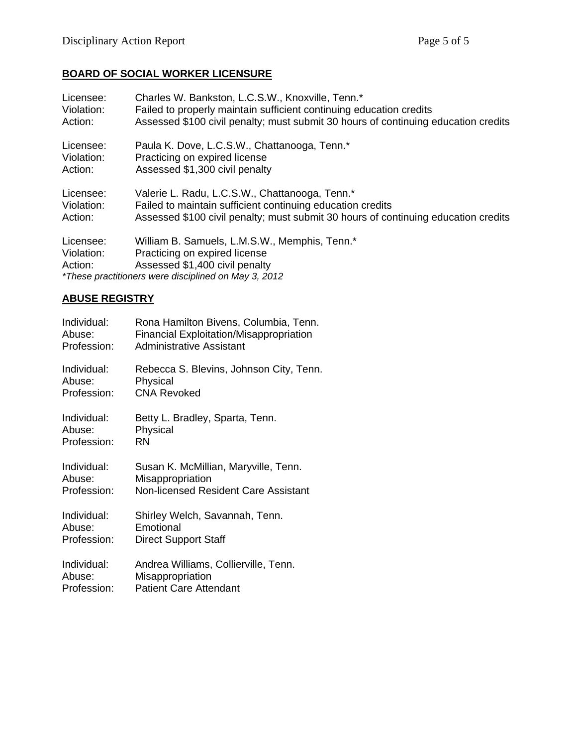## BOARD OF SOCIAL WORKER LICENSURE

Licensee: Charles W. Bankston, L.C.S.W., Knoxville, Tenn.*
Violation: Failed to properly maintain sufficient continuing education credits
Action: Assessed $100 civil penalty; must submit 30 hours of continuing education credits

Licensee: Paula K. Dove, L.C.S.W., Chattanooga, Tenn.*
Violation: Practicing on expired license
Action: Assessed $1,300 civil penalty

Licensee: Valerie L. Radu, L.C.S.W., Chattanooga, Tenn.*
Violation: Failed to maintain sufficient continuing education credits
Action: Assessed $100 civil penalty; must submit 30 hours of continuing education credits

Licensee: William B. Samuels, L.M.S.W., Memphis, Tenn.*
Violation: Practicing on expired license
Action: Assessed $1,400 civil penalty

*\*These practitioners were disciplined on May 3, 2012*

## ABUSE REGISTRY

Individual: Rona Hamilton Bivens, Columbia, Tenn.
Abuse: Financial Exploitation/Misappropriation
Profession: Administrative Assistant

Individual: Rebecca S. Blevins, Johnson City, Tenn.
Abuse: Physical
Profession: CNA Revoked

Individual: Betty L. Bradley, Sparta, Tenn.
Abuse: Physical
Profession: RN

Individual: Susan K. McMillian, Maryville, Tenn.
Abuse: Misappropriation
Profession: Non-licensed Resident Care Assistant

Individual: Shirley Welch, Savannah, Tenn.
Abuse: Emotional
Profession: Direct Support Staff

Individual: Andrea Williams, Collierville, Tenn.
Abuse: Misappropriation
Profession: Patient Care Attendant